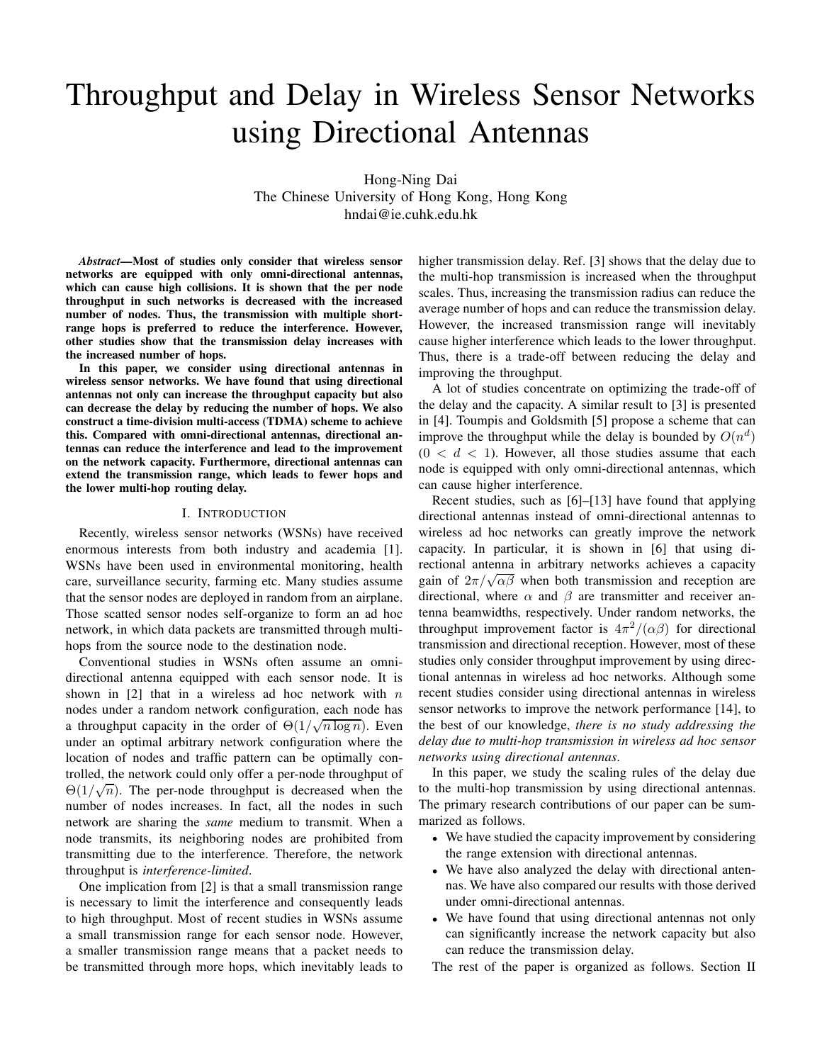# Throughput and Delay in Wireless Sensor Networks using Directional Antennas

Hong-Ning Dai
The Chinese University of Hong Kong, Hong Kong
hndai@ie.cuhk.edu.hk

***Abstract*—Most of studies only consider that wireless sensor networks are equipped with only omni-directional antennas, which can cause high collisions. It is shown that the per node throughput in such networks is decreased with the increased number of nodes. Thus, the transmission with multiple short-range hops is preferred to reduce the interference. However, other studies show that the transmission delay increases with the increased number of hops.**

**In this paper, we consider using directional antennas in wireless sensor networks. We have found that using directional antennas not only can increase the throughput capacity but also can decrease the delay by reducing the number of hops. We also construct a time-division multi-access (TDMA) scheme to achieve this. Compared with omni-directional antennas, directional antennas can reduce the interference and lead to the improvement on the network capacity. Furthermore, directional antennas can extend the transmission range, which leads to fewer hops and the lower multi-hop routing delay.**

## I. Introduction

Recently, wireless sensor networks (WSNs) have received enormous interests from both industry and academia [1]. WSNs have been used in environmental monitoring, health care, surveillance security, farming etc. Many studies assume that the sensor nodes are deployed in random from an airplane. Those scatted sensor nodes self-organize to form an ad hoc network, in which data packets are transmitted through multi-hops from the source node to the destination node.

Conventional studies in WSNs often assume an omni-directional antenna equipped with each sensor node. It is shown in [2] that in a wireless ad hoc network with $n$ nodes under a random network configuration, each node has a throughput capacity in the order of $\Theta(1/\sqrt{n \log n})$. Even under an optimal arbitrary network configuration where the location of nodes and traffic pattern can be optimally controlled, the network could only offer a per-node throughput of $\Theta(1/\sqrt{n})$. The per-node throughput is decreased when the number of nodes increases. In fact, all the nodes in such network are sharing the *same* medium to transmit. When a node transmits, its neighboring nodes are prohibited from transmitting due to the interference. Therefore, the network throughput is *interference-limited*.

One implication from [2] is that a small transmission range is necessary to limit the interference and consequently leads to high throughput. Most of recent studies in WSNs assume a small transmission range for each sensor node. However, a smaller transmission range means that a packet needs to be transmitted through more hops, which inevitably leads to higher transmission delay. Ref. [3] shows that the delay due to the multi-hop transmission is increased when the throughput scales. Thus, increasing the transmission radius can reduce the average number of hops and can reduce the transmission delay. However, the increased transmission range will inevitably cause higher interference which leads to the lower throughput. Thus, there is a trade-off between reducing the delay and improving the throughput.

A lot of studies concentrate on optimizing the trade-off of the delay and the capacity. A similar result to [3] is presented in [4]. Toumpis and Goldsmith [5] propose a scheme that can improve the throughput while the delay is bounded by $O(n^d)$ $(0 < d < 1)$. However, all those studies assume that each node is equipped with only omni-directional antennas, which can cause higher interference.

Recent studies, such as [6]–[13] have found that applying directional antennas instead of omni-directional antennas to wireless ad hoc networks can greatly improve the network capacity. In particular, it is shown in [6] that using directional antenna in arbitrary networks achieves a capacity gain of $2\pi/\sqrt{\alpha\beta}$ when both transmission and reception are directional, where $\alpha$ and $\beta$ are transmitter and receiver antenna beamwidths, respectively. Under random networks, the throughput improvement factor is $4\pi^2/(\alpha\beta)$ for directional transmission and directional reception. However, most of these studies only consider throughput improvement by using directional antennas in wireless ad hoc networks. Although some recent studies consider using directional antennas in wireless sensor networks to improve the network performance [14], to the best of our knowledge, *there is no study addressing the delay due to multi-hop transmission in wireless ad hoc sensor networks using directional antennas*.

In this paper, we study the scaling rules of the delay due to the multi-hop transmission by using directional antennas. The primary research contributions of our paper can be summarized as follows.

- We have studied the capacity improvement by considering the range extension with directional antennas.
- We have also analyzed the delay with directional antennas. We have also compared our results with those derived under omni-directional antennas.
- We have found that using directional antennas not only can significantly increase the network capacity but also can reduce the transmission delay.

The rest of the paper is organized as follows. Section II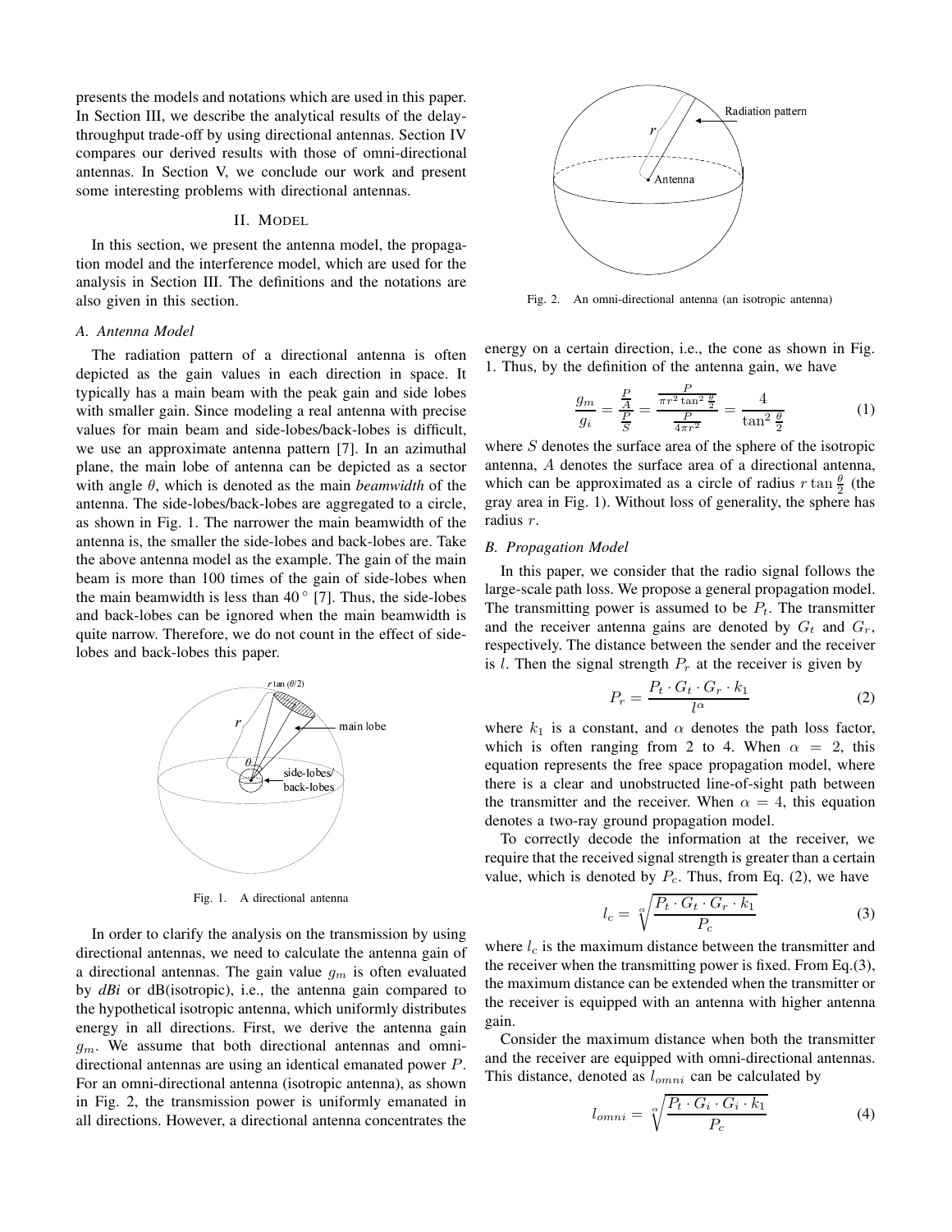presents the models and notations which are used in this paper. In Section III, we describe the analytical results of the delay-throughput trade-off by using directional antennas. Section IV compares our derived results with those of omni-directional antennas. In Section V, we conclude our work and present some interesting problems with directional antennas.

## II. Model

In this section, we present the antenna model, the propagation model and the interference model, which are used for the analysis in Section III. The definitions and the notations are also given in this section.

### A. Antenna Model

The radiation pattern of a directional antenna is often depicted as the gain values in each direction in space. It typically has a main beam with the peak gain and side lobes with smaller gain. Since modeling a real antenna with precise values for main beam and side-lobes/back-lobes is difficult, we use an approximate antenna pattern [7]. In an azimuthal plane, the main lobe of antenna can be depicted as a sector with angle $\theta$, which is denoted as the main *beamwidth* of the antenna. The side-lobes/back-lobes are aggregated to a circle, as shown in Fig. 1. The narrower the main beamwidth of the antenna is, the smaller the side-lobes and back-lobes are. Take the above antenna model as the example. The gain of the main beam is more than 100 times of the gain of side-lobes when the main beamwidth is less than $40^\circ$ [7]. Thus, the side-lobes and back-lobes can be ignored when the main beamwidth is quite narrow. Therefore, we do not count in the effect of side-lobes and back-lobes this paper.

Fig. 1. A directional antenna

In order to clarify the analysis on the transmission by using directional antennas, we need to calculate the antenna gain of a directional antennas. The gain value $g_m$ is often evaluated by *dBi* or dB(isotropic), i.e., the antenna gain compared to the hypothetical isotropic antenna, which uniformly distributes energy in all directions. First, we derive the antenna gain $g_m$. We assume that both directional antennas and omni-directional antennas are using an identical emanated power $P$. For an omni-directional antenna (isotropic antenna), as shown in Fig. 2, the transmission power is uniformly emanated in all directions. However, a directional antenna concentrates the energy on a certain direction, i.e., the cone as shown in Fig. 1. Thus, by the definition of the antenna gain, we have

Fig. 2. An omni-directional antenna (an isotropic antenna)

$$\frac{g_m}{g_i} = \frac{\frac{P}{A}}{\frac{P}{S}} = \frac{\frac{P}{\pi r^2 \tan^2 \frac{\theta}{2}}}{\frac{P}{4\pi r^2}} = \frac{4}{\tan^2 \frac{\theta}{2}} \tag{1}$$

where $S$ denotes the surface area of the sphere of the isotropic antenna, $A$ denotes the surface area of a directional antenna, which can be approximated as a circle of radius $r \tan \frac{\theta}{2}$ (the gray area in Fig. 1). Without loss of generality, the sphere has radius $r$.

### B. Propagation Model

In this paper, we consider that the radio signal follows the large-scale path loss. We propose a general propagation model. The transmitting power is assumed to be $P_t$. The transmitter and the receiver antenna gains are denoted by $G_t$ and $G_r$, respectively. The distance between the sender and the receiver is $l$. Then the signal strength $P_r$ at the receiver is given by

$$P_r = \frac{P_t \cdot G_t \cdot G_r \cdot k_1}{l^\alpha} \tag{2}$$

where $k_1$ is a constant, and $\alpha$ denotes the path loss factor, which is often ranging from 2 to 4. When $\alpha = 2$, this equation represents the free space propagation model, where there is a clear and unobstructed line-of-sight path between the transmitter and the receiver. When $\alpha = 4$, this equation denotes a two-ray ground propagation model.

To correctly decode the information at the receiver, we require that the received signal strength is greater than a certain value, which is denoted by $P_c$. Thus, from Eq. (2), we have

$$l_c = \sqrt[\alpha]{\frac{P_t \cdot G_t \cdot G_r \cdot k_1}{P_c}} \tag{3}$$

where $l_c$ is the maximum distance between the transmitter and the receiver when the transmitting power is fixed. From Eq.(3), the maximum distance can be extended when the transmitter or the receiver is equipped with an antenna with higher antenna gain.

Consider the maximum distance when both the transmitter and the receiver are equipped with omni-directional antennas. This distance, denoted as $l_{omni}$ can be calculated by

$$l_{omni} = \sqrt[\alpha]{\frac{P_t \cdot G_i \cdot G_i \cdot k_1}{P_c}} \tag{4}$$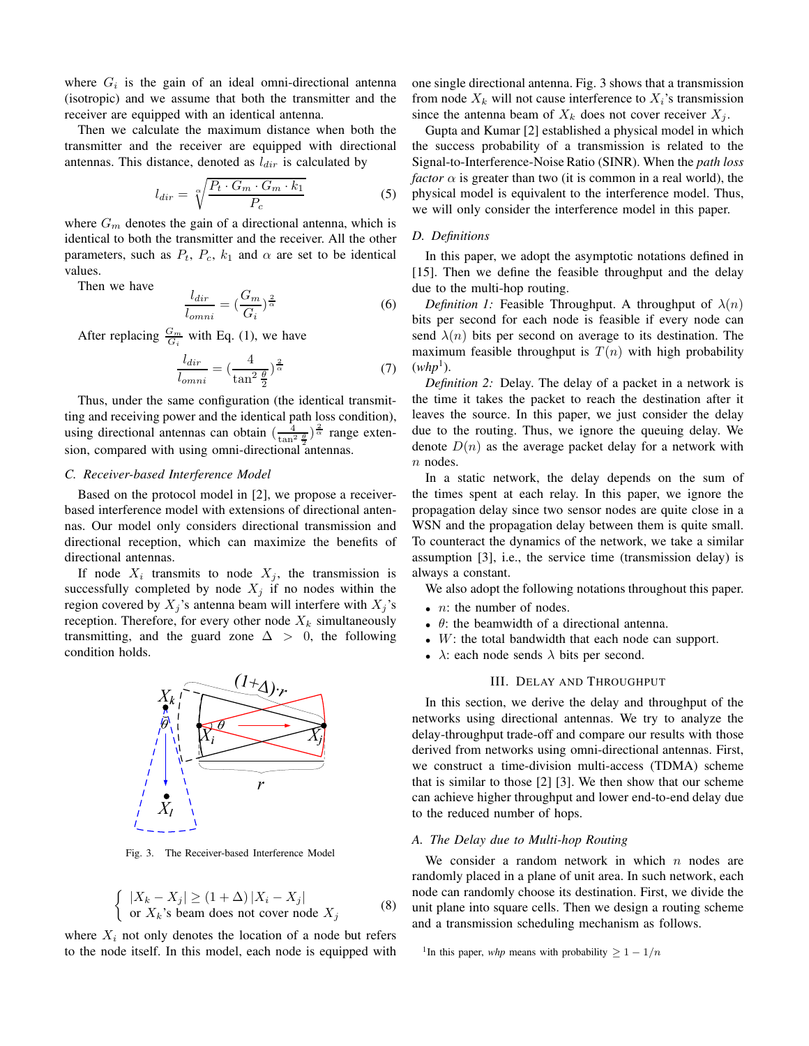where $G_i$ is the gain of an ideal omni-directional antenna (isotropic) and we assume that both the transmitter and the receiver are equipped with an identical antenna.

Then we calculate the maximum distance when both the transmitter and the receiver are equipped with directional antennas. This distance, denoted as $l_{dir}$ is calculated by

$$l_{dir} = \sqrt[\alpha]{\frac{P_t \cdot G_m \cdot G_m \cdot k_1}{P_c}} \tag{5}$$

where $G_m$ denotes the gain of a directional antenna, which is identical to both the transmitter and the receiver. All the other parameters, such as $P_t$, $P_c$, $k_1$ and $\alpha$ are set to be identical values.

Then we have

$$\frac{l_{dir}}{l_{omni}} = (\frac{G_m}{G_i})^{\frac{2}{\alpha}} \tag{6}$$

After replacing $\frac{G_m}{G_i}$ with Eq. (1), we have

$$\frac{l_{dir}}{l_{omni}} = (\frac{4}{\tan^2 \frac{\theta}{2}})^{\frac{2}{\alpha}} \tag{7}$$

Thus, under the same configuration (the identical transmitting and receiving power and the identical path loss condition), using directional antennas can obtain $(\frac{4}{\tan^2 \frac{\theta}{2}})^{\frac{2}{\alpha}}$ range extension, compared with using omni-directional antennas.

### C. Receiver-based Interference Model

Based on the protocol model in [2], we propose a receiver-based interference model with extensions of directional antennas. Our model only considers directional transmission and directional reception, which can maximize the benefits of directional antennas.

If node $X_i$ transmits to node $X_j$, the transmission is successfully completed by node $X_j$ if no nodes within the region covered by $X_j$'s antenna beam will interfere with $X_j$'s reception. Therefore, for every other node $X_k$ simultaneously transmitting, and the guard zone $\Delta > 0$, the following condition holds.

Fig. 3. The Receiver-based Interference Model

$$\begin{cases} |X_k - X_j| \geq (1 + \Delta) |X_i - X_j| \\ \text{or } X_k\text{'s beam does not cover node } X_j \end{cases} \tag{8}$$

where $X_i$ not only denotes the location of a node but refers to the node itself. In this model, each node is equipped with one single directional antenna. Fig. 3 shows that a transmission from node $X_k$ will not cause interference to $X_i$'s transmission since the antenna beam of $X_k$ does not cover receiver $X_j$.

Gupta and Kumar [2] established a physical model in which the success probability of a transmission is related to the Signal-to-Interference-Noise Ratio (SINR). When the *path loss factor* $\alpha$ is greater than two (it is common in a real world), the physical model is equivalent to the interference model. Thus, we will only consider the interference model in this paper.

### D. Definitions

In this paper, we adopt the asymptotic notations defined in [15]. Then we define the feasible throughput and the delay due to the multi-hop routing.

*Definition 1:* Feasible Throughput. A throughput of $\lambda(n)$ bits per second for each node is feasible if every node can send $\lambda(n)$ bits per second on average to its destination. The maximum feasible throughput is $T(n)$ with high probability (*whp*[1]).

*Definition 2:* Delay. The delay of a packet in a network is the time it takes the packet to reach the destination after it leaves the source. In this paper, we just consider the delay due to the routing. Thus, we ignore the queuing delay. We denote $D(n)$ as the average packet delay for a network with $n$ nodes.

In a static network, the delay depends on the sum of the times spent at each relay. In this paper, we ignore the propagation delay since two sensor nodes are quite close in a WSN and the propagation delay between them is quite small. To counteract the dynamics of the network, we take a similar assumption [3], i.e., the service time (transmission delay) is always a constant.

We also adopt the following notations throughout this paper.

- $n$: the number of nodes.
- $\theta$: the beamwidth of a directional antenna.
- $W$: the total bandwidth that each node can support.
- $\lambda$: each node sends $\lambda$ bits per second.

## III. Delay and Throughput

In this section, we derive the delay and throughput of the networks using directional antennas. We try to analyze the delay-throughput trade-off and compare our results with those derived from networks using omni-directional antennas. First, we construct a time-division multi-access (TDMA) scheme that is similar to those [2] [3]. We then show that our scheme can achieve higher throughput and lower end-to-end delay due to the reduced number of hops.

### A. The Delay due to Multi-hop Routing

We consider a random network in which $n$ nodes are randomly placed in a plane of unit area. In such network, each node can randomly choose its destination. First, we divide the unit plane into square cells. Then we design a routing scheme and a transmission scheduling mechanism as follows.

[1] In this paper, *whp* means with probability $\geq 1 - 1/n$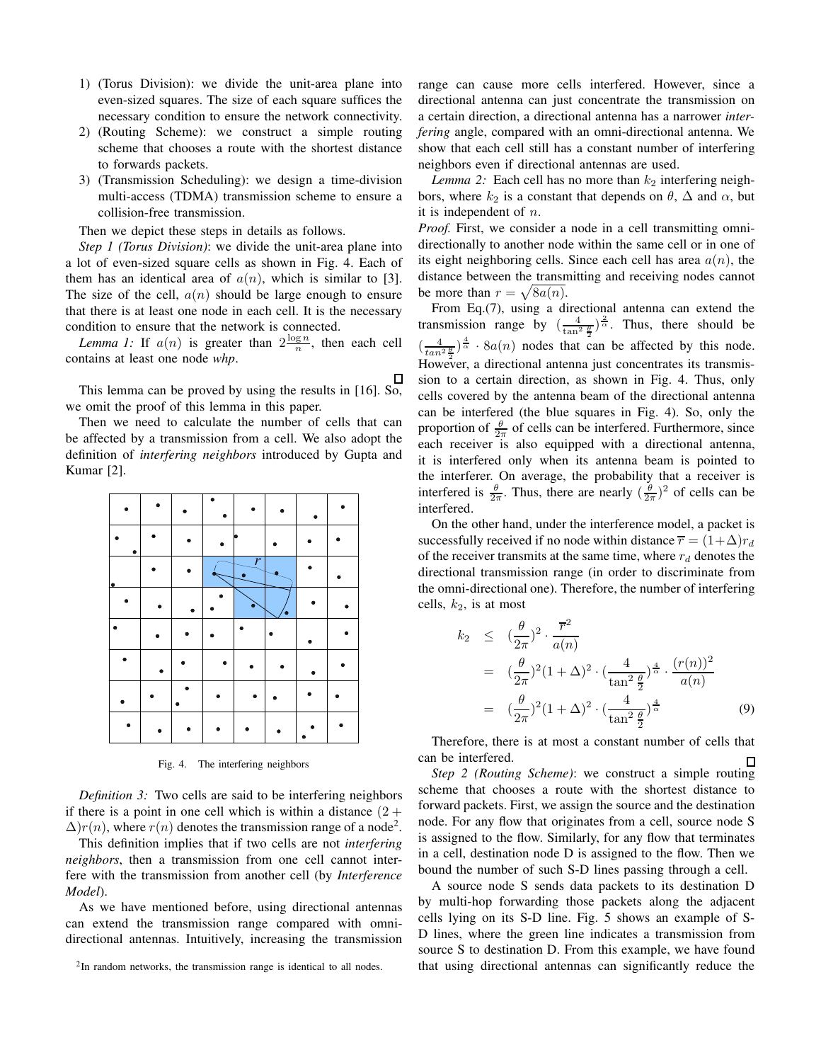1) (Torus Division): we divide the unit-area plane into even-sized squares. The size of each square suffices the necessary condition to ensure the network connectivity.
2) (Routing Scheme): we construct a simple routing scheme that chooses a route with the shortest distance to forwards packets.
3) (Transmission Scheduling): we design a time-division multi-access (TDMA) transmission scheme to ensure a collision-free transmission.

Then we depict these steps in details as follows.

*Step 1 (Torus Division)*: we divide the unit-area plane into a lot of even-sized square cells as shown in Fig. 4. Each of them has an identical area of $a(n)$, which is similar to [3]. The size of the cell, $a(n)$ should be large enough to ensure that there is at least one node in each cell. It is the necessary condition to ensure that the network is connected.

*Lemma 1:* If $a(n)$ is greater than $2\frac{\log n}{n}$, then each cell contains at least one node *whp*. □

This lemma can be proved by using the results in [16]. So, we omit the proof of this lemma in this paper.

Then we need to calculate the number of cells that can be affected by a transmission from a cell. We also adopt the definition of *interfering neighbors* introduced by Gupta and Kumar [2].

Fig. 4. The interfering neighbors

*Definition 3:* Two cells are said to be interfering neighbors if there is a point in one cell which is within a distance $(2+\Delta)r(n)$, where $r(n)$ denotes the transmission range of a node[2].

This definition implies that if two cells are not *interfering neighbors*, then a transmission from one cell cannot interfere with the transmission from another cell (by *Interference Model*).

As we have mentioned before, using directional antennas can extend the transmission range compared with omni-directional antennas. Intuitively, increasing the transmission range can cause more cells interfered. However, since a directional antenna can just concentrate the transmission on a certain direction, a directional antenna has a narrower *interfering* angle, compared with an omni-directional antenna. We show that each cell still has a constant number of interfering neighbors even if directional antennas are used.

*Lemma 2:* Each cell has no more than $k_2$ interfering neighbors, where $k_2$ is a constant that depends on $\theta$, $\Delta$ and $\alpha$, but it is independent of $n$.

*Proof.* First, we consider a node in a cell transmitting omni-directionally to another node within the same cell or in one of its eight neighboring cells. Since each cell has area $a(n)$, the distance between the transmitting and receiving nodes cannot be more than $r = \sqrt{8a(n)}$.

From Eq.(7), using a directional antenna can extend the transmission range by $(\frac{4}{\tan^2\frac{\theta}{2}})^{\frac{2}{\alpha}}$. Thus, there should be $(\frac{4}{tan^2\frac{\theta}{2}})^{\frac{4}{\alpha}} \cdot 8a(n)$ nodes that can be affected by this node. However, a directional antenna just concentrates its transmission to a certain direction, as shown in Fig. 4. Thus, only cells covered by the antenna beam of the directional antenna can be interfered (the blue squares in Fig. 4). So, only the proportion of $\frac{\theta}{2\pi}$ of cells can be interfered. Furthermore, since each receiver is also equipped with a directional antenna, it is interfered only when its antenna beam is pointed to the interferer. On average, the probability that a receiver is interfered is $\frac{\theta}{2\pi}$. Thus, there are nearly $(\frac{\theta}{2\pi})^2$ of cells can be interfered.

On the other hand, under the interference model, a packet is successfully received if no node within distance $\overline{r} = (1+\Delta)r_d$ of the receiver transmits at the same time, where $r_d$ denotes the directional transmission range (in order to discriminate from the omni-directional one). Therefore, the number of interfering cells, $k_2$, is at most

$$
\begin{aligned}
k_2 &\leq (\frac{\theta}{2\pi})^2 \cdot \frac{\overline{r}^2}{a(n)} \\
&= (\frac{\theta}{2\pi})^2(1+\Delta)^2 \cdot (\frac{4}{\tan^2\frac{\theta}{2}})^{\frac{4}{\alpha}} \cdot \frac{(r(n))^2}{a(n)} \\
&= (\frac{\theta}{2\pi})^2(1+\Delta)^2 \cdot (\frac{4}{\tan^2\frac{\theta}{2}})^{\frac{4}{\alpha}} \qquad (9)
\end{aligned}
$$

Therefore, there is at most a constant number of cells that can be interfered. □

*Step 2 (Routing Scheme)*: we construct a simple routing scheme that chooses a route with the shortest distance to forward packets. First, we assign the source and the destination node. For any flow that originates from a cell, source node S is assigned to the flow. Similarly, for any flow that terminates in a cell, destination node D is assigned to the flow. Then we bound the number of such S-D lines passing through a cell.

A source node S sends data packets to its destination D by multi-hop forwarding those packets along the adjacent cells lying on its S-D line. Fig. 5 shows an example of S-D lines, where the green line indicates a transmission from source S to destination D. From this example, we have found that using directional antennas can significantly reduce the

[2]In random networks, the transmission range is identical to all nodes.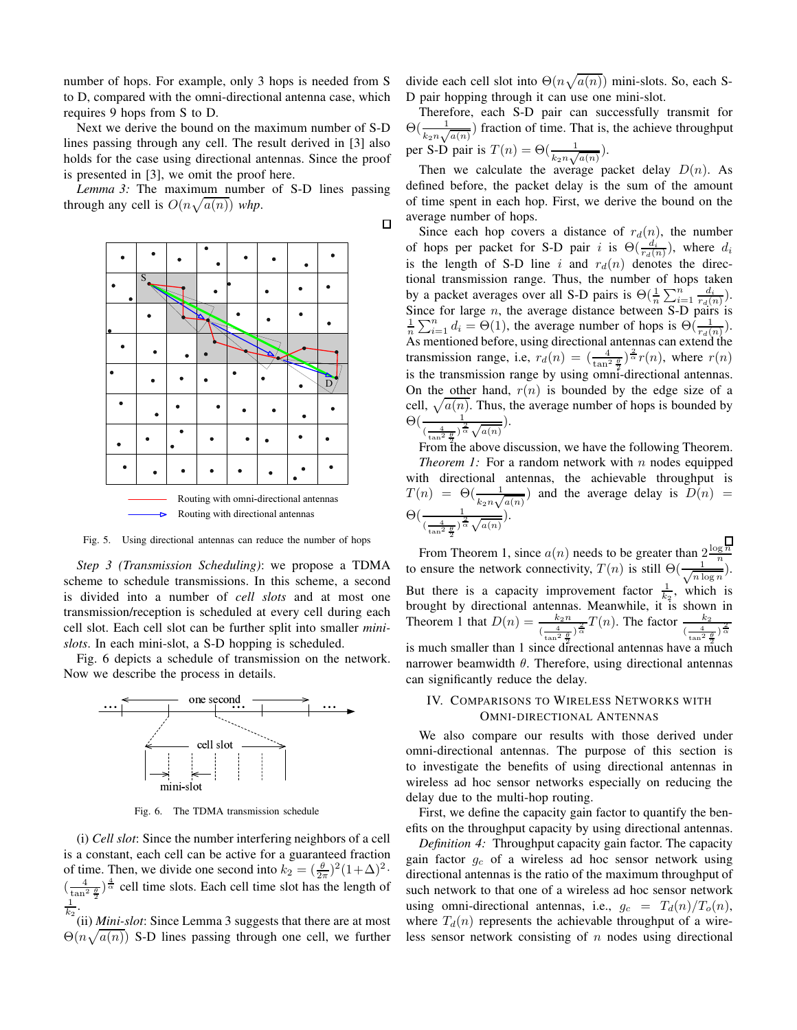number of hops. For example, only 3 hops is needed from S to D, compared with the omni-directional antenna case, which requires 9 hops from S to D.

Next we derive the bound on the maximum number of S-D lines passing through any cell. The result derived in [3] also holds for the case using directional antennas. Since the proof is presented in [3], we omit the proof here.

*Lemma 3:* The maximum number of S-D lines passing through any cell is $O(n\sqrt{a(n)})$ *whp*. □

Fig. 5. Using directional antennas can reduce the number of hops

*Step 3 (Transmission Scheduling)*: we propose a TDMA scheme to schedule transmissions. In this scheme, a second is divided into a number of *cell slots* and at most one transmission/reception is scheduled at every cell during each cell slot. Each cell slot can be further split into smaller *mini-slots*. In each mini-slot, a S-D hopping is scheduled.

Fig. 6 depicts a schedule of transmission on the network. Now we describe the process in details.

Fig. 6. The TDMA transmission schedule

(i) *Cell slot*: Since the number interfering neighbors of a cell is a constant, each cell can be active for a guaranteed fraction of time. Then, we divide one second into $k_2 = (\frac{\theta}{2\pi})^2(1+\Delta)^2 \cdot (\frac{4}{\tan^2\frac{\theta}{2}})^{\frac{4}{\alpha}}$ cell time slots. Each cell time slot has the length of $\frac{1}{k_2}$.

(ii) *Mini-slot*: Since Lemma 3 suggests that there are at most $\Theta(n\sqrt{a(n)})$ S-D lines passing through one cell, we further divide each cell slot into $\Theta(n\sqrt{a(n)})$ mini-slots. So, each S-D pair hopping through it can use one mini-slot.

Therefore, each S-D pair can successfully transmit for $\Theta(\frac{1}{k_2 n\sqrt{a(n)}})$ fraction of time. That is, the achieve throughput per S-D pair is $T(n) = \Theta(\frac{1}{k_2 n\sqrt{a(n)}})$.

Then we calculate the average packet delay $D(n)$. As defined before, the packet delay is the sum of the amount of time spent in each hop. First, we derive the bound on the average number of hops.

Since each hop covers a distance of $r_d(n)$, the number of hops per packet for S-D pair $i$ is $\Theta(\frac{d_i}{r_d(n)})$, where $d_i$ is the length of S-D line $i$ and $r_d(n)$ denotes the directional transmission range. Thus, the number of hops taken by a packet averages over all S-D pairs is $\Theta(\frac{1}{n}\sum_{i=1}^{n}\frac{d_i}{r_d(n)})$. Since for large $n$, the average distance between S-D pairs is $\frac{1}{n}\sum_{i=1}^{n} d_i = \Theta(1)$, the average number of hops is $\Theta(\frac{1}{r_d(n)})$. As mentioned before, using directional antennas can extend the transmission range, i.e, $r_d(n) = (\frac{4}{\tan^2\frac{\theta}{2}})^{\frac{2}{\alpha}} r(n)$, where $r(n)$ is the transmission range by using omni-directional antennas. On the other hand, $r(n)$ is bounded by the edge size of a cell, $\sqrt{a(n)}$. Thus, the average number of hops is bounded by $\Theta(\frac{1}{(\frac{4}{\tan^2\frac{\theta}{2}})^{\frac{2}{\alpha}}\sqrt{a(n)}})$.

From the above discussion, we have the following Theorem.

*Theorem 1:* For a random network with $n$ nodes equipped with directional antennas, the achievable throughput is $T(n) = \Theta(\frac{1}{k_2 n\sqrt{a(n)}})$ and the average delay is $D(n) = \Theta(\frac{1}{(\frac{4}{\tan^2\frac{\theta}{2}})^{\frac{2}{\alpha}}\sqrt{a(n)}})$. □

From Theorem 1, since $a(n)$ needs to be greater than $2\frac{\log n}{n}$ to ensure the network connectivity, $T(n)$ is still $\Theta(\frac{1}{\sqrt{n\log n}})$. But there is a capacity improvement factor $\frac{1}{k_2}$, which is brought by directional antennas. Meanwhile, it is shown in Theorem 1 that $D(n) = \frac{k_2 n}{(\frac{4}{\tan^2\frac{\theta}{2}})^{\frac{2}{\alpha}}}T(n)$. The factor $\frac{k_2}{(\frac{4}{\tan^2\frac{\theta}{2}})^{\frac{2}{\alpha}}}$ is much smaller than 1 since directional antennas have a much narrower beamwidth $\theta$. Therefore, using directional antennas can significantly reduce the delay.

## IV. Comparisons to Wireless Networks with Omni-directional Antennas

We also compare our results with those derived under omni-directional antennas. The purpose of this section is to investigate the benefits of using directional antennas in wireless ad hoc sensor networks especially on reducing the delay due to the multi-hop routing.

First, we define the capacity gain factor to quantify the benefits on the throughput capacity by using directional antennas.

*Definition 4:* Throughput capacity gain factor. The capacity gain factor $g_c$ of a wireless ad hoc sensor network using directional antennas is the ratio of the maximum throughput of such network to that one of a wireless ad hoc sensor network using omni-directional antennas, i.e., $g_c = T_d(n)/T_o(n)$, where $T_d(n)$ represents the achievable throughput of a wireless sensor network consisting of $n$ nodes using directional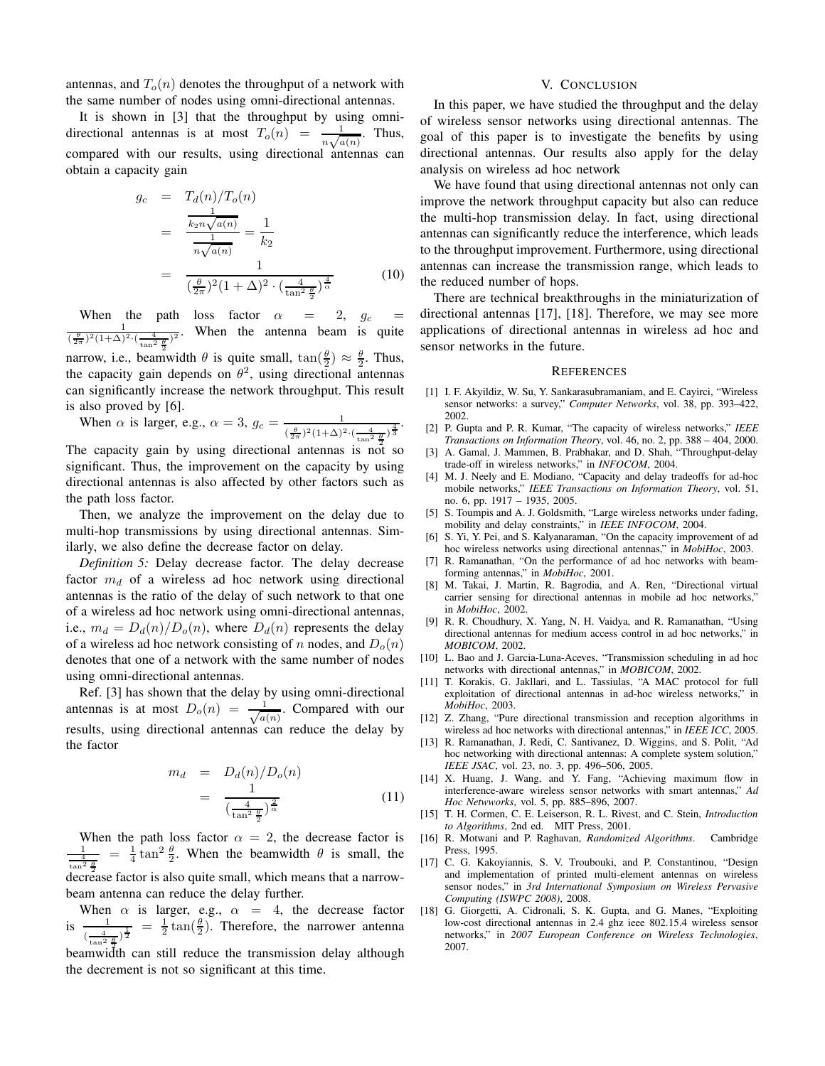antennas, and $T_o(n)$ denotes the throughput of a network with the same number of nodes using omni-directional antennas.

It is shown in [3] that the throughput by using omni-directional antennas is at most $T_o(n) = \frac{1}{n\sqrt{a(n)}}$. Thus, compared with our results, using directional antennas can obtain a capacity gain

$$
\begin{aligned}
g_c &= T_d(n)/T_o(n) \\
&= \frac{\frac{1}{k_2 n\sqrt{a(n)}}}{\frac{1}{n\sqrt{a(n)}}} = \frac{1}{k_2} \\
&= \frac{1}{(\frac{\theta}{2\pi})^2(1+\Delta)^2 \cdot (\frac{4}{\tan^2\frac{\theta}{2}})^{\frac{4}{\alpha}}}
\end{aligned}
\tag{10}
$$

When the path loss factor $\alpha = 2$, $g_c = \frac{1}{(\frac{\theta}{2\pi})^2(1+\Delta)^2 \cdot (\frac{4}{\tan^2\frac{\theta}{2}})^2}$. When the antenna beam is quite narrow, i.e., beamwidth $\theta$ is quite small, $\tan(\frac{\theta}{2}) \approx \frac{\theta}{2}$. Thus, the capacity gain depends on $\theta^2$, using directional antennas can significantly increase the network throughput. This result is also proved by [6].

When $\alpha$ is larger, e.g., $\alpha = 3$, $g_c = \frac{1}{(\frac{\theta}{2\pi})^2(1+\Delta)^2 \cdot (\frac{4}{\tan^2\frac{\theta}{2}})^{\frac{4}{3}}}$. The capacity gain by using directional antennas is not so significant. Thus, the improvement on the capacity by using directional antennas is also affected by other factors such as the path loss factor.

Then, we analyze the improvement on the delay due to multi-hop transmissions by using directional antennas. Similarly, we also define the decrease factor on delay.

*Definition 5:* Delay decrease factor. The delay decrease factor $m_d$ of a wireless ad hoc network using directional antennas is the ratio of the delay of such network to that one of a wireless ad hoc network using omni-directional antennas, i.e., $m_d = D_d(n)/D_o(n)$, where $D_d(n)$ represents the delay of a wireless ad hoc network consisting of $n$ nodes, and $D_o(n)$ denotes that one of a network with the same number of nodes using omni-directional antennas.

Ref. [3] has shown that the delay by using omni-directional antennas is at most $D_o(n) = \frac{1}{\sqrt{a(n)}}$. Compared with our results, using directional antennas can reduce the delay by the factor

$$
\begin{aligned}
m_d &= D_d(n)/D_o(n) \\
&= \frac{1}{(\frac{4}{\tan^2\frac{\theta}{2}})^{\frac{2}{\alpha}}}
\end{aligned}
\tag{11}
$$

When the path loss factor $\alpha = 2$, the decrease factor is $\frac{1}{\frac{4}{\tan^2\frac{\theta}{2}}} = \frac{1}{4}\tan^2\frac{\theta}{2}$. When the beamwidth $\theta$ is small, the decrease factor is also quite small, which means that a narrow-beam antenna can reduce the delay further.

When $\alpha$ is larger, e.g., $\alpha = 4$, the decrease factor is $\frac{1}{(\frac{4}{\tan^2\frac{\theta}{2}})^{\frac{1}{2}}} = \frac{1}{2}\tan(\frac{\theta}{2})$. Therefore, the narrower antenna beamwidth can still reduce the transmission delay although the decrement is not so significant at this time.

## V. Conclusion

In this paper, we have studied the throughput and the delay of wireless sensor networks using directional antennas. The goal of this paper is to investigate the benefits by using directional antennas. Our results also apply for the delay analysis on wireless ad hoc network

We have found that using directional antennas not only can improve the network throughput capacity but also can reduce the multi-hop transmission delay. In fact, using directional antennas can significantly reduce the interference, which leads to the throughput improvement. Furthermore, using directional antennas can increase the transmission range, which leads to the reduced number of hops.

There are technical breakthroughs in the miniaturization of directional antennas [17], [18]. Therefore, we may see more applications of directional antennas in wireless ad hoc and sensor networks in the future.

## References

[1] I. F. Akyildiz, W. Su, Y. Sankarasubramaniam, and E. Cayirci, "Wireless sensor networks: a survey," *Computer Networks*, vol. 38, pp. 393–422, 2002.

[2] P. Gupta and P. R. Kumar, "The capacity of wireless networks," *IEEE Transactions on Information Theory*, vol. 46, no. 2, pp. 388 – 404, 2000.

[3] A. Gamal, J. Mammen, B. Prabhakar, and D. Shah, "Throughput-delay trade-off in wireless networks," in *INFOCOM*, 2004.

[4] M. J. Neely and E. Modiano, "Capacity and delay tradeoffs for ad-hoc mobile networks," *IEEE Transactions on Information Theory*, vol. 51, no. 6, pp. 1917 – 1935, 2005.

[5] S. Toumpis and A. J. Goldsmith, "Large wireless networks under fading, mobility and delay constraints," in *IEEE INFOCOM*, 2004.

[6] S. Yi, Y. Pei, and S. Kalyanaraman, "On the capacity improvement of ad hoc wireless networks using directional antennas," in *MobiHoc*, 2003.

[7] R. Ramanathan, "On the performance of ad hoc networks with beamforming antennas," in *MobiHoc*, 2001.

[8] M. Takai, J. Martin, R. Bagrodia, and A. Ren, "Directional virtual carrier sensing for directional antennas in mobile ad hoc networks," in *MobiHoc*, 2002.

[9] R. R. Choudhury, X. Yang, N. H. Vaidya, and R. Ramanathan, "Using directional antennas for medium access control in ad hoc networks," in *MOBICOM*, 2002.

[10] L. Bao and J. Garcia-Luna-Aceves, "Transmission scheduling in ad hoc networks with directional antennas," in *MOBICOM*, 2002.

[11] T. Korakis, G. Jakllari, and L. Tassiulas, "A MAC protocol for full exploitation of directional antennas in ad-hoc wireless networks," in *MobiHoc*, 2003.

[12] Z. Zhang, "Pure directional transmission and reception algorithms in wireless ad hoc networks with directional antennas," in *IEEE ICC*, 2005.

[13] R. Ramanathan, J. Redi, C. Santivanez, D. Wiggins, and S. Polit, "Ad hoc networking with directional antennas: A complete system solution," *IEEE JSAC*, vol. 23, no. 3, pp. 496–506, 2005.

[14] X. Huang, J. Wang, and Y. Fang, "Achieving maximum flow in interference-aware wireless sensor networks with smart antennas," *Ad Hoc Netwworks*, vol. 5, pp. 885–896, 2007.

[15] T. H. Cormen, C. E. Leiserson, R. L. Rivest, and C. Stein, *Introduction to Algorithms*, 2nd ed. MIT Press, 2001.

[16] R. Motwani and P. Raghavan, *Randomized Algorithms*. Cambridge Press, 1995.

[17] C. G. Kakoyiannis, S. V. Troubouki, and P. Constantinou, "Design and implementation of printed multi-element antennas on wireless sensor nodes," in *3rd International Symposium on Wireless Pervasive Computing (ISWPC 2008)*, 2008.

[18] G. Giorgetti, A. Cidronali, S. K. Gupta, and G. Manes, "Exploiting low-cost directional antennas in 2.4 ghz ieee 802.15.4 wireless sensor networks," in *2007 European Conference on Wireless Technologies*, 2007.